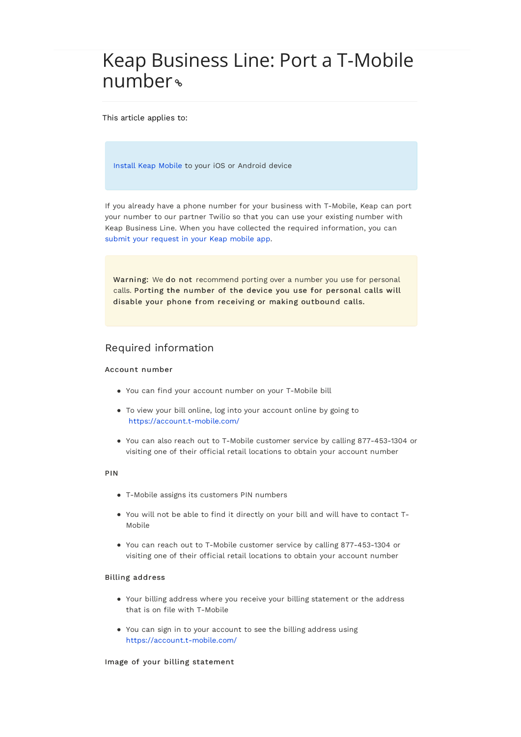# Keap Business Line: Port a T-Mobile number

This article applies to:

[Install Keap Mobile](#) to your iOS or Android device

If you already have a phone number for your business with T-Mobile, Keap can port your number to our partner Twilio so that you can use your existing number with Keap Business Line. When you have collected the required information, you can [submit your request in your Keap mobile app](#).

**Warning:** We **do not** recommend porting over a number you use for personal calls. **Porting the number of the device you use for personal calls will disable your phone from receiving or making outbound calls.**

## Required information

### Account number

- You can find your account number on your T-Mobile bill
- To view your bill online, log into your account online by going to https://account.t-mobile.com/
- You can also reach out to T-Mobile customer service by calling 877-453-1304 or visiting one of their official retail locations to obtain your account number

### PIN

- T-Mobile assigns its customers PIN numbers
- You will not be able to find it directly on your bill and will have to contact T-Mobile
- You can reach out to T-Mobile customer service by calling 877-453-1304 or visiting one of their official retail locations to obtain your account number

### Billing address

- Your billing address where you receive your billing statement or the address that is on file with T-Mobile
- You can sign in to your account to see the billing address using https://account.t-mobile.com/

### Image of your billing statement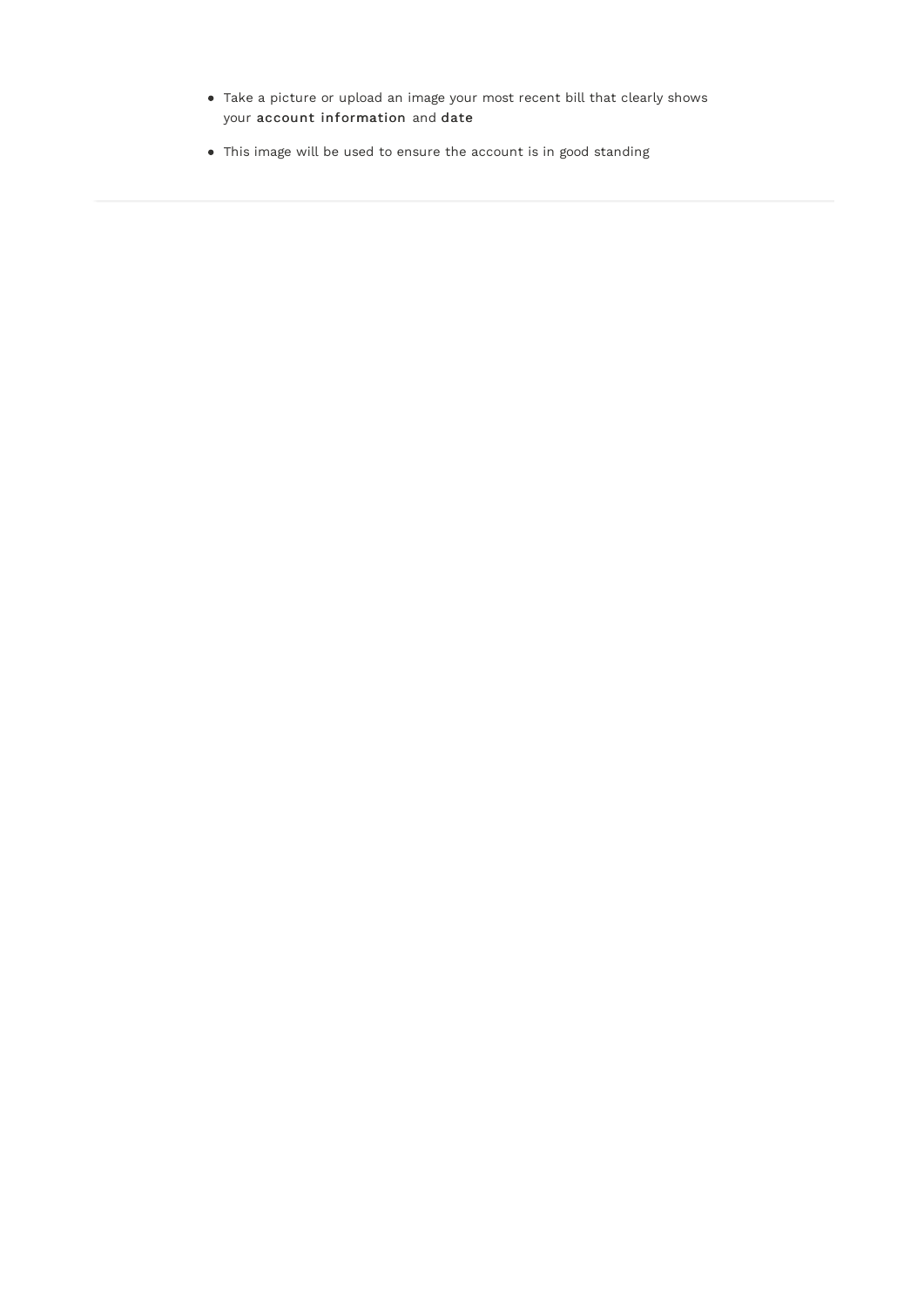- Take a picture or upload an image your most recent bill that clearly shows your **account information** and **date**
- This image will be used to ensure the account is in good standing